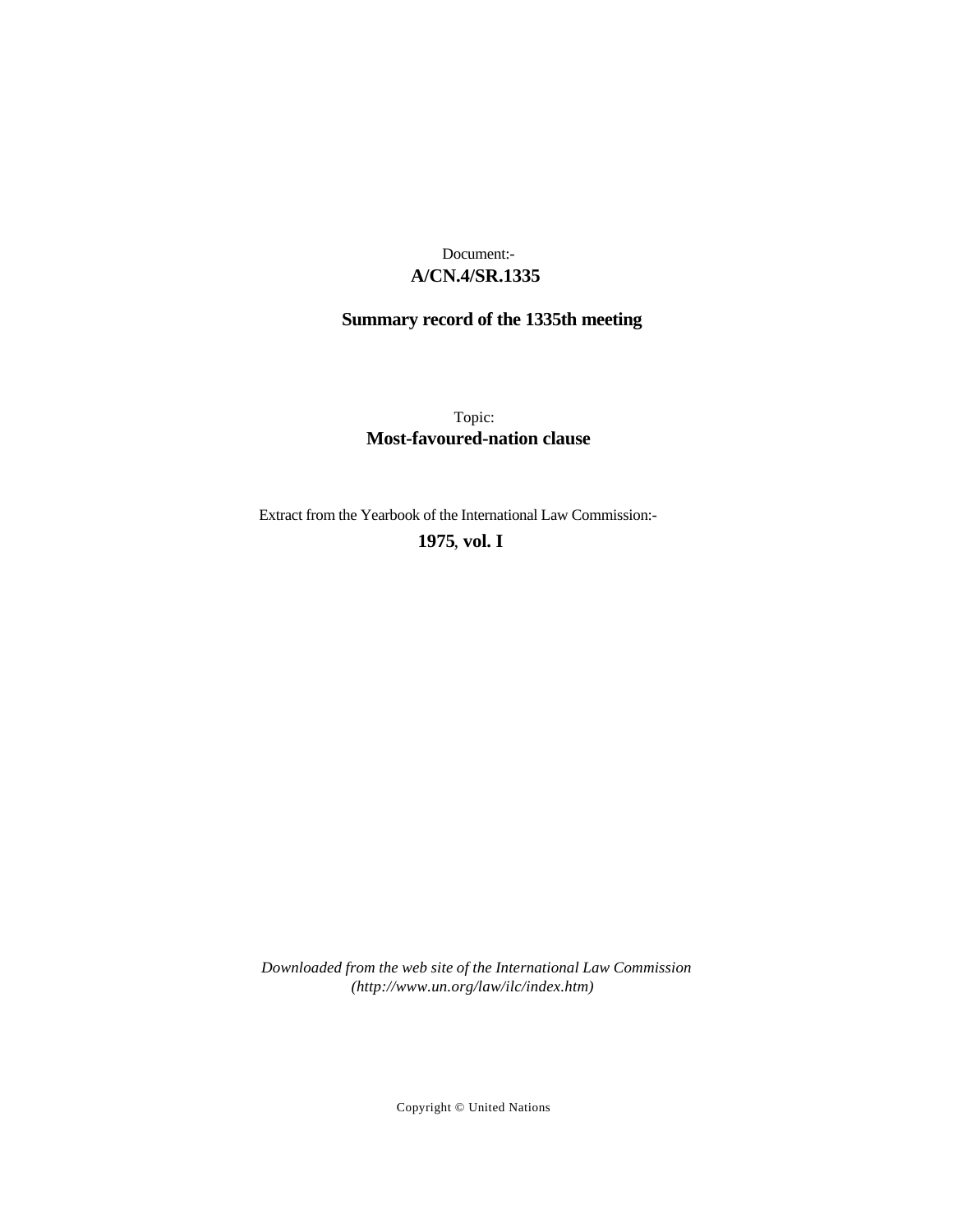Document:-

**A/CN.4/SR.1335**

**Summary record of the 1335th meeting**

Topic:

**Most-favoured-nation clause**

Extract from the Yearbook of the International Law Commission:-

**1975, vol. I**

*Downloaded from the web site of the International Law Commission (http://www.un.org/law/ilc/index.htm)*

Copyright © United Nations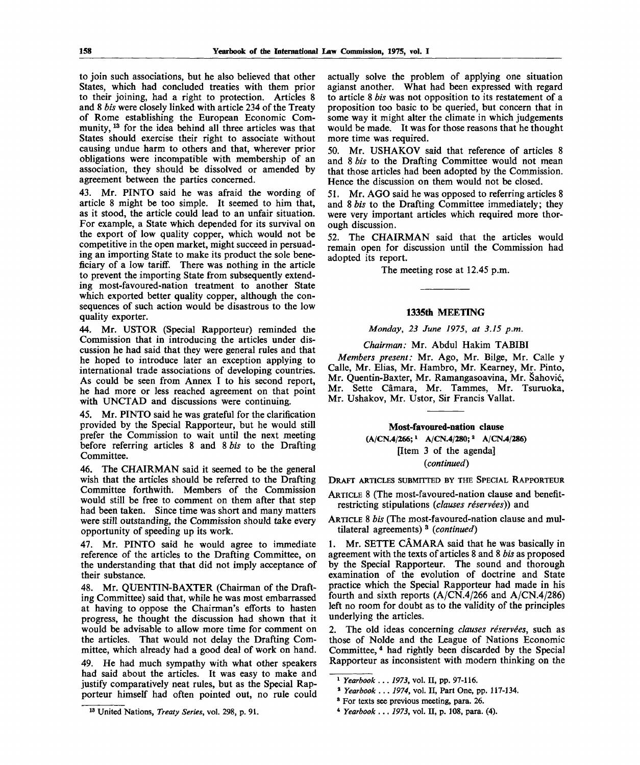to join such associations, but he also believed that other States, which had concluded treaties with them prior to their joining, had a right to protection. Articles 8 and 8 *bis* were closely linked with article 234 of the Treaty of Rome establishing the European Economic Community,[13] for the idea behind all three articles was that States should exercise their right to associate without causing undue harm to others and that, wherever prior obligations were incompatible with membership of an association, they should be dissolved or amended by agreement between the parties concerned.

43. Mr. PINTO said he was afraid the wording of article 8 might be too simple. It seemed to him that, as it stood, the article could lead to an unfair situation. For example, a State which depended for its survival on the export of low quality copper, which would not be competitive in the open market, might succeed in persuading an importing State to make its product the sole beneficiary of a low tariff. There was nothing in the article to prevent the importing State from subsequently extending most-favoured-nation treatment to another State which exported better quality copper, although the consequences of such action would be disastrous to the low quality exporter.

44. Mr. USTOR (Special Rapporteur) reminded the Commission that in introducing the articles under discussion he had said that they were general rules and that he hoped to introduce later an exception applying to international trade associations of developing countries. As could be seen from Annex I to his second report, he had more or less reached agreement on that point with UNCTAD and discussions were continuing.

45. Mr. PINTO said he was grateful for the clarification provided by the Special Rapporteur, but he would still prefer the Commission to wait until the next meeting before referring articles 8 and 8 *bis* to the Drafting Committee.

46. The CHAIRMAN said it seemed to be the general wish that the articles should be referred to the Drafting Committee forthwith. Members of the Commission would still be free to comment on them after that step had been taken. Since time was short and many matters were still outstanding, the Commission should take every opportunity of speeding up its work.

47. Mr. PINTO said he would agree to immediate reference of the articles to the Drafting Committee, on the understanding that that did not imply acceptance of their substance.

48. Mr. QUENTIN-BAXTER (Chairman of the Drafting Committee) said that, while he was most embarrassed at having to oppose the Chairman's efforts to hasten progress, he thought the discussion had shown that it would be advisable to allow more time for comment on the articles. That would not delay the Drafting Committee, which already had a good deal of work on hand.

49. He had much sympathy with what other speakers had said about the articles. It was easy to make and justify comparatively neat rules, but as the Special Rapporteur himself had often pointed out, no rule could actually solve the problem of applying one situation agianst another. What had been expressed with regard to article 8 *bis* was not opposition to its restatement of a proposition too basic to be queried, but concern that in some way it might alter the climate in which judgements would be made. It was for those reasons that he thought more time was required.

50. Mr. USHAKOV said that reference of articles 8 and 8 *bis* to the Drafting Committee would not mean that those articles had been adopted by the Commission. Hence the discussion on them would not be closed.

51. Mr. AGO said he was opposed to referring articles 8 and 8 *bis* to the Drafting Committee immediately; they were very important articles which required more thorough discussion.

52. The CHAIRMAN said that the articles would remain open for discussion until the Commission had adopted its report.

The meeting rose at 12.45 p.m.

---

## 1335th MEETING

*Monday, 23 June 1975, at 3.15 p.m.*

*Chairman:* Mr. Abdul Hakim TABIBI

*Members present:* Mr. Ago, Mr. Bilge, Mr. Calle y Calle, Mr. Elias, Mr. Hambro, Mr. Kearney, Mr. Pinto, Mr. Quentin-Baxter, Mr. Ramangasoavina, Mr. Šahović, Mr. Sette Câmara, Mr. Tammes, Mr. Tsuruoka, Mr. Ushakov, Mr. Ustor, Sir Francis Vallat.

---

### Most-favoured-nation clause

**(A/CN.4/266;[1] A/CN.4/280;[2] A/CN.4/286)**

[Item 3 of the agenda]

*(continued)*

DRAFT ARTICLES SUBMITTED BY THE SPECIAL RAPPORTEUR

ARTICLE 8 (The most-favoured-nation clause and benefit-restricting stipulations (*clauses réservées*)) and

ARTICLE 8 *bis* (The most-favoured-nation clause and multilateral agreements)[3] *(continued)*

1. Mr. SETTE CÂMARA said that he was basically in agreement with the texts of articles 8 and 8 *bis* as proposed by the Special Rapporteur. The sound and thorough examination of the evolution of doctrine and State practice which the Special Rapporteur had made in his fourth and sixth reports (A/CN.4/266 and A/CN.4/286) left no room for doubt as to the validity of the principles underlying the articles.

2. The old ideas concerning *clauses réservées*, such as those of Nolde and the League of Nations Economic Committee,[4] had rightly been discarded by the Special Rapporteur as inconsistent with modern thinking on the

---

[13] United Nations, *Treaty Series*, vol. 298, p. 91.

[1] *Yearbook . . . 1973*, vol. II, pp. 97-116.

[2] *Yearbook . . . 1974*, vol. II, Part One, pp. 117-134.

[3] For texts see previous meeting, para. 26.

[4] *Yearbook . . . 1973*, vol. II, p. 108, para. (4).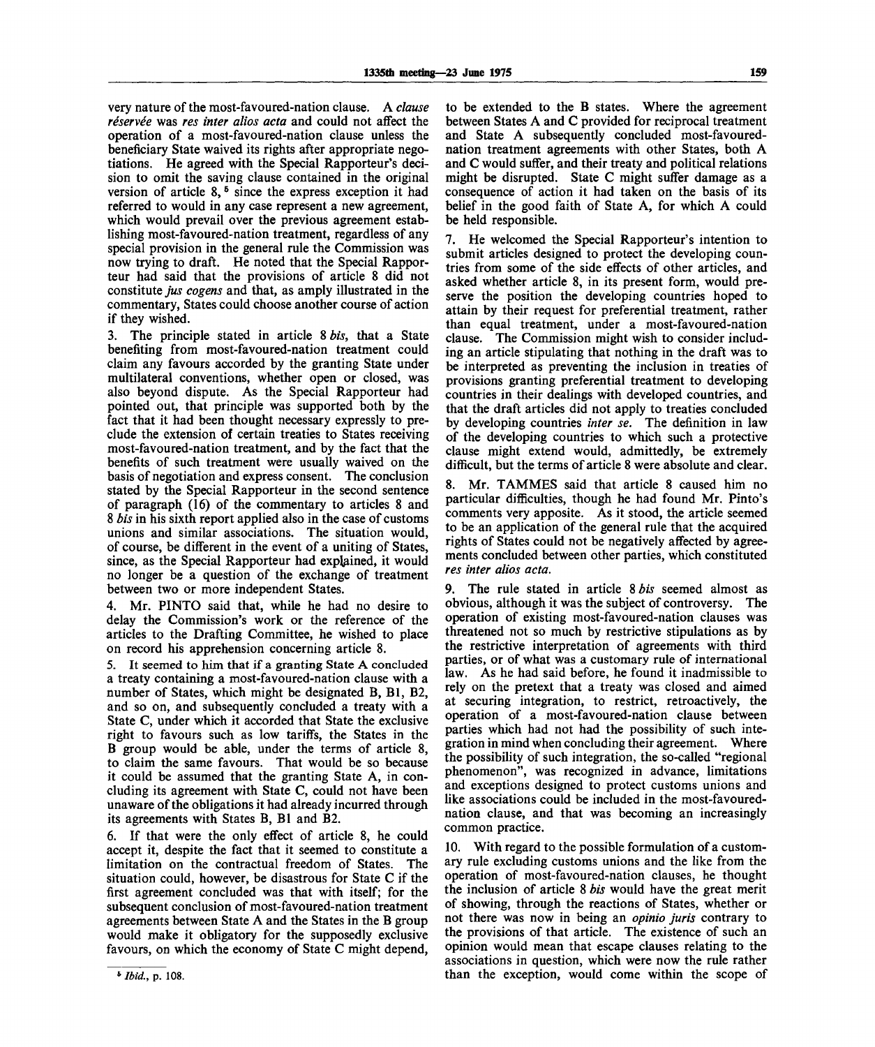very nature of the most-favoured-nation clause. A *clause réservée* was *res inter alios acta* and could not affect the operation of a most-favoured-nation clause unless the beneficiary State waived its rights after appropriate negotiations. He agreed with the Special Rapporteur's decision to omit the saving clause contained in the original version of article 8,[5] since the express exception it had referred to would in any case represent a new agreement, which would prevail over the previous agreement establishing most-favoured-nation treatment, regardless of any special provision in the general rule the Commission was now trying to draft. He noted that the Special Rapporteur had said that the provisions of article 8 did not constitute *jus cogens* and that, as amply illustrated in the commentary, States could choose another course of action if they wished.

3. The principle stated in article 8 *bis*, that a State benefiting from most-favoured-nation treatment could claim any favours accorded by the granting State under multilateral conventions, whether open or closed, was also beyond dispute. As the Special Rapporteur had pointed out, that principle was supported both by the fact that it had been thought necessary expressly to preclude the extension of certain treaties to States receiving most-favoured-nation treatment, and by the fact that the benefits of such treatment were usually waived on the basis of negotiation and express consent. The conclusion stated by the Special Rapporteur in the second sentence of paragraph (16) of the commentary to articles 8 and 8 *bis* in his sixth report applied also in the case of customs unions and similar associations. The situation would, of course, be different in the event of a uniting of States, since, as the Special Rapporteur had explained, it would no longer be a question of the exchange of treatment between two or more independent States.

4. Mr. PINTO said that, while he had no desire to delay the Commission's work or the reference of the articles to the Drafting Committee, he wished to place on record his apprehension concerning article 8.

5. It seemed to him that if a granting State A concluded a treaty containing a most-favoured-nation clause with a number of States, which might be designated B, B1, B2, and so on, and subsequently concluded a treaty with a State C, under which it accorded that State the exclusive right to favours such as low tariffs, the States in the B group would be able, under the terms of article 8, to claim the same favours. That would be so because it could be assumed that the granting State A, in concluding its agreement with State C, could not have been unaware of the obligations it had already incurred through its agreements with States B, B1 and B2.

6. If that were the only effect of article 8, he could accept it, despite the fact that it seemed to constitute a limitation on the contractual freedom of States. The situation could, however, be disastrous for State C if the first agreement concluded was that with itself; for the subsequent conclusion of most-favoured-nation treatment agreements between State A and the States in the B group would make it obligatory for the supposedly exclusive favours, on which the economy of State C might depend, to be extended to the B states. Where the agreement between States A and C provided for reciprocal treatment and State A subsequently concluded most-favoured-nation treatment agreements with other States, both A and C would suffer, and their treaty and political relations might be disrupted. State C might suffer damage as a consequence of action it had taken on the basis of its belief in the good faith of State A, for which A could be held responsible.

7. He welcomed the Special Rapporteur's intention to submit articles designed to protect the developing countries from some of the side effects of other articles, and asked whether article 8, in its present form, would preserve the position the developing countries hoped to attain by their request for preferential treatment, rather than equal treatment, under a most-favoured-nation clause. The Commission might wish to consider including an article stipulating that nothing in the draft was to be interpreted as preventing the inclusion in treaties of provisions granting preferential treatment to developing countries in their dealings with developed countries, and that the draft articles did not apply to treaties concluded by developing countries *inter se*. The definition in law of the developing countries to which such a protective clause might extend would, admittedly, be extremely difficult, but the terms of article 8 were absolute and clear.

8. Mr. TAMMES said that article 8 caused him no particular difficulties, though he had found Mr. Pinto's comments very apposite. As it stood, the article seemed to be an application of the general rule that the acquired rights of States could not be negatively affected by agreements concluded between other parties, which constituted *res inter alios acta*.

9. The rule stated in article 8 *bis* seemed almost as obvious, although it was the subject of controversy. The operation of existing most-favoured-nation clauses was threatened not so much by restrictive stipulations as by the restrictive interpretation of agreements with third parties, or of what was a customary rule of international law. As he had said before, he found it inadmissible to rely on the pretext that a treaty was closed and aimed at securing integration, to restrict, retroactively, the operation of a most-favoured-nation clause between parties which had not had the possibility of such integration in mind when concluding their agreement. Where the possibility of such integration, the so-called "regional phenomenon", was recognized in advance, limitations and exceptions designed to protect customs unions and like associations could be included in the most-favoured-nation clause, and that was becoming an increasingly common practice.

10. With regard to the possible formulation of a customary rule excluding customs unions and the like from the operation of most-favoured-nation clauses, he thought the inclusion of article 8 *bis* would have the great merit of showing, through the reactions of States, whether or not there was now in being an *opinio juris* contrary to the provisions of that article. The existence of such an opinion would mean that escape clauses relating to the associations in question, which were now the rule rather than the exception, would come within the scope of

[5] *Ibid.*, p. 108.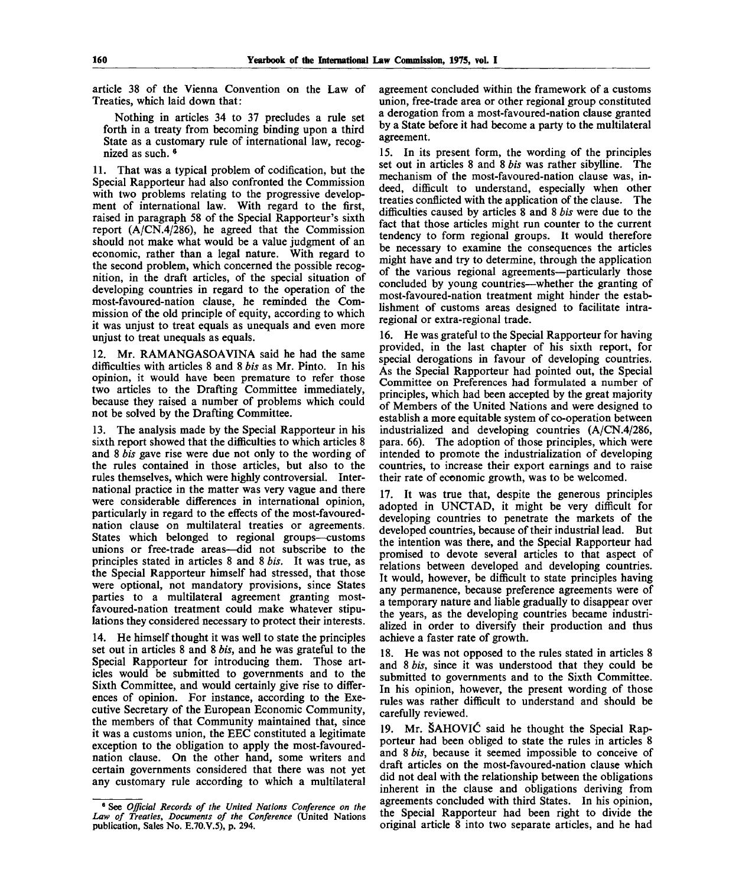article 38 of the Vienna Convention on the Law of Treaties, which laid down that:

> Nothing in articles 34 to 37 precludes a rule set forth in a treaty from becoming binding upon a third State as a customary rule of international law, recognized as such. [6]

11. That was a typical problem of codification, but the Special Rapporteur had also confronted the Commission with two problems relating to the progressive development of international law. With regard to the first, raised in paragraph 58 of the Special Rapporteur's sixth report (A/CN.4/286), he agreed that the Commission should not make what would be a value judgment of an economic, rather than a legal nature. With regard to the second problem, which concerned the possible recognition, in the draft articles, of the special situation of developing countries in regard to the operation of the most-favoured-nation clause, he reminded the Commission of the old principle of equity, according to which it was unjust to treat equals as unequals and even more unjust to treat unequals as equals.

12. Mr. RAMANGASOAVINA said he had the same difficulties with articles 8 and 8 *bis* as Mr. Pinto. In his opinion, it would have been premature to refer those two articles to the Drafting Committee immediately, because they raised a number of problems which could not be solved by the Drafting Committee.

13. The analysis made by the Special Rapporteur in his sixth report showed that the difficulties to which articles 8 and 8 *bis* gave rise were due not only to the wording of the rules contained in those articles, but also to the rules themselves, which were highly controversial. International practice in the matter was very vague and there were considerable differences in international opinion, particularly in regard to the effects of the most-favoured-nation clause on multilateral treaties or agreements. States which belonged to regional groups—customs unions or free-trade areas—did not subscribe to the principles stated in articles 8 and 8 *bis*. It was true, as the Special Rapporteur himself had stressed, that those were optional, not mandatory provisions, since States parties to a multilateral agreement granting most-favoured-nation treatment could make whatever stipulations they considered necessary to protect their interests.

14. He himself thought it was well to state the principles set out in articles 8 and 8 *bis*, and he was grateful to the Special Rapporteur for introducing them. Those articles would be submitted to governments and to the Sixth Committee, and would certainly give rise to differences of opinion. For instance, according to the Executive Secretary of the European Economic Community, the members of that Community maintained that, since it was a customs union, the EEC constituted a legitimate exception to the obligation to apply the most-favoured-nation clause. On the other hand, some writers and certain governments considered that there was not yet any customary rule according to which a multilateral agreement concluded within the framework of a customs union, free-trade area or other regional group constituted a derogation from a most-favoured-nation clause granted by a State before it had become a party to the multilateral agreement.

15. In its present form, the wording of the principles set out in articles 8 and 8 *bis* was rather sibylline. The mechanism of the most-favoured-nation clause was, indeed, difficult to understand, especially when other treaties conflicted with the application of the clause. The difficulties caused by articles 8 and 8 *bis* were due to the fact that those articles might run counter to the current tendency to form regional groups. It would therefore be necessary to examine the consequences the articles might have and try to determine, through the application of the various regional agreements—particularly those concluded by young countries—whether the granting of most-favoured-nation treatment might hinder the establishment of customs areas designed to facilitate intra-regional or extra-regional trade.

16. He was grateful to the Special Rapporteur for having provided, in the last chapter of his sixth report, for special derogations in favour of developing countries. As the Special Rapporteur had pointed out, the Special Committee on Preferences had formulated a number of principles, which had been accepted by the great majority of Members of the United Nations and were designed to establish a more equitable system of co-operation between industrialized and developing countries (A/CN.4/286, para. 66). The adoption of those principles, which were intended to promote the industrialization of developing countries, to increase their export earnings and to raise their rate of economic growth, was to be welcomed.

17. It was true that, despite the generous principles adopted in UNCTAD, it might be very difficult for developing countries to penetrate the markets of the developed countries, because of their industrial lead. But the intention was there, and the Special Rapporteur had promised to devote several articles to that aspect of relations between developed and developing countries. It would, however, be difficult to state principles having any permanence, because preference agreements were of a temporary nature and liable gradually to disappear over the years, as the developing countries became industrialized in order to diversify their production and thus achieve a faster rate of growth.

18. He was not opposed to the rules stated in articles 8 and 8 *bis*, since it was understood that they could be submitted to governments and to the Sixth Committee. In his opinion, however, the present wording of those rules was rather difficult to understand and should be carefully reviewed.

19. Mr. ŠAHOVIĆ said he thought the Special Rapporteur had been obliged to state the rules in articles 8 and 8 *bis*, because it seemed impossible to conceive of draft articles on the most-favoured-nation clause which did not deal with the relationship between the obligations inherent in the clause and obligations deriving from agreements concluded with third States. In his opinion, the Special Rapporteur had been right to divide the original article 8 into two separate articles, and he had

---

[6] See *Official Records of the United Nations Conference on the Law of Treaties, Documents of the Conference* (United Nations publication, Sales No. E.70.V.5), p. 294.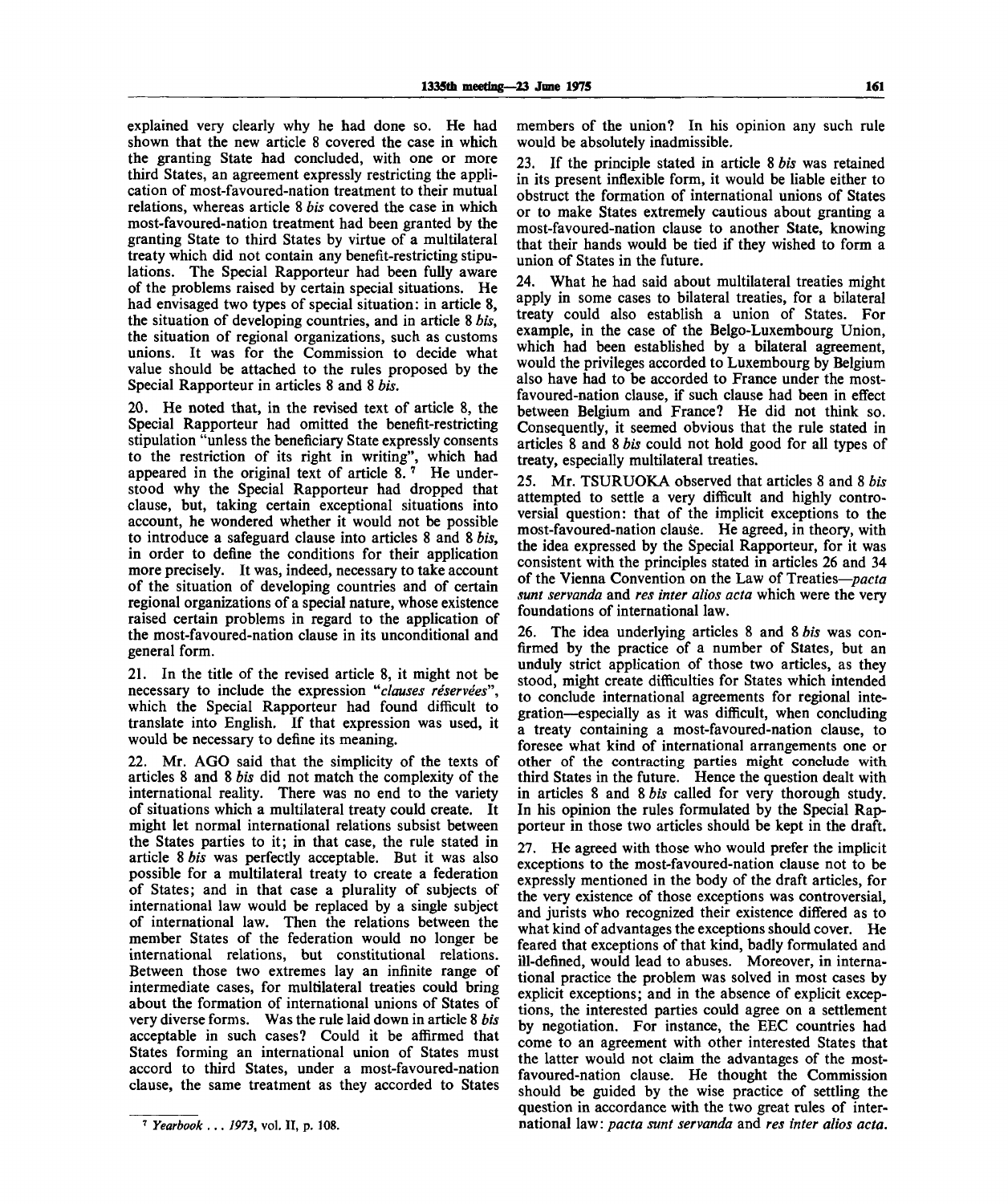explained very clearly why he had done so. He had shown that the new article 8 covered the case in which the granting State had concluded, with one or more third States, an agreement expressly restricting the application of most-favoured-nation treatment to their mutual relations, whereas article 8 *bis* covered the case in which most-favoured-nation treatment had been granted by the granting State to third States by virtue of a multilateral treaty which did not contain any benefit-restricting stipulations. The Special Rapporteur had been fully aware of the problems raised by certain special situations. He had envisaged two types of special situation: in article 8, the situation of developing countries, and in article 8 *bis*, the situation of regional organizations, such as customs unions. It was for the Commission to decide what value should be attached to the rules proposed by the Special Rapporteur in articles 8 and 8 *bis*.

20. He noted that, in the revised text of article 8, the Special Rapporteur had omitted the benefit-restricting stipulation "unless the beneficiary State expressly consents to the restriction of its right in writing", which had appeared in the original text of article 8.[7] He understood why the Special Rapporteur had dropped that clause, but, taking certain exceptional situations into account, he wondered whether it would not be possible to introduce a safeguard clause into articles 8 and 8 *bis*, in order to define the conditions for their application more precisely. It was, indeed, necessary to take account of the situation of developing countries and of certain regional organizations of a special nature, whose existence raised certain problems in regard to the application of the most-favoured-nation clause in its unconditional and general form.

21. In the title of the revised article 8, it might not be necessary to include the expression "*clauses réservées*", which the Special Rapporteur had found difficult to translate into English. If that expression was used, it would be necessary to define its meaning.

22. Mr. AGO said that the simplicity of the texts of articles 8 and 8 *bis* did not match the complexity of the international reality. There was no end to the variety of situations which a multilateral treaty could create. It might let normal international relations subsist between the States parties to it; in that case, the rule stated in article 8 *bis* was perfectly acceptable. But it was also possible for a multilateral treaty to create a federation of States; and in that case a plurality of subjects of international law would be replaced by a single subject of international law. Then the relations between the member States of the federation would no longer be international relations, but constitutional relations. Between those two extremes lay an infinite range of intermediate cases, for multilateral treaties could bring about the formation of international unions of States of very diverse forms. Was the rule laid down in article 8 *bis* acceptable in such cases? Could it be affirmed that States forming an international union of States must accord to third States, under a most-favoured-nation clause, the same treatment as they accorded to States members of the union? In his opinion any such rule would be absolutely inadmissible.

23. If the principle stated in article 8 *bis* was retained in its present inflexible form, it would be liable either to obstruct the formation of international unions of States or to make States extremely cautious about granting a most-favoured-nation clause to another State, knowing that their hands would be tied if they wished to form a union of States in the future.

24. What he had said about multilateral treaties might apply in some cases to bilateral treaties, for a bilateral treaty could also establish a union of States. For example, in the case of the Belgo-Luxembourg Union, which had been established by a bilateral agreement, would the privileges accorded to Luxembourg by Belgium also have had to be accorded to France under the most-favoured-nation clause, if such clause had been in effect between Belgium and France? He did not think so. Consequently, it seemed obvious that the rule stated in articles 8 and 8 *bis* could not hold good for all types of treaty, especially multilateral treaties.

25. Mr. TSURUOKA observed that articles 8 and 8 *bis* attempted to settle a very difficult and highly controversial question: that of the implicit exceptions to the most-favoured-nation clause. He agreed, in theory, with the idea expressed by the Special Rapporteur, for it was consistent with the principles stated in articles 26 and 34 of the Vienna Convention on the Law of Treaties—*pacta sunt servanda* and *res inter alios acta* which were the very foundations of international law.

26. The idea underlying articles 8 and 8 *bis* was confirmed by the practice of a number of States, but an unduly strict application of those two articles, as they stood, might create difficulties for States which intended to conclude international agreements for regional integration—especially as it was difficult, when concluding a treaty containing a most-favoured-nation clause, to foresee what kind of international arrangements one or other of the contracting parties might conclude with third States in the future. Hence the question dealt with in articles 8 and 8 *bis* called for very thorough study. In his opinion the rules formulated by the Special Rapporteur in those two articles should be kept in the draft.

27. He agreed with those who would prefer the implicit exceptions to the most-favoured-nation clause not to be expressly mentioned in the body of the draft articles, for the very existence of those exceptions was controversial, and jurists who recognized their existence differed as to what kind of advantages the exceptions should cover. He feared that exceptions of that kind, badly formulated and ill-defined, would lead to abuses. Moreover, in international practice the problem was solved in most cases by explicit exceptions; and in the absence of explicit exceptions, the interested parties could agree on a settlement by negotiation. For instance, the EEC countries had come to an agreement with other interested States that the latter would not claim the advantages of the most-favoured-nation clause. He thought the Commission should be guided by the wise practice of settling the question in accordance with the two great rules of international law: *pacta sunt servanda* and *res inter alios acta*.

---

[7] *Yearbook . . . 1973*, vol. II, p. 108.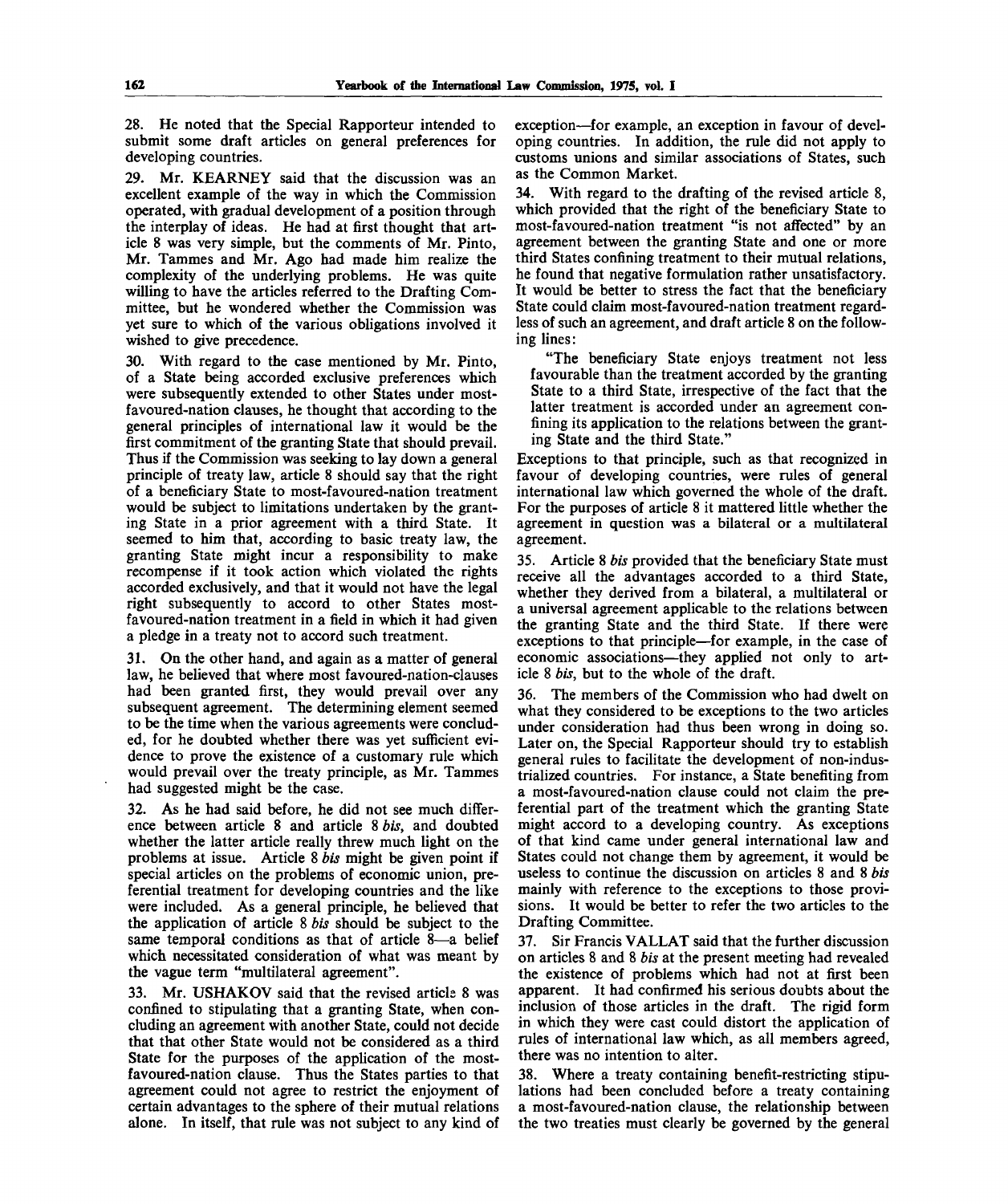28. He noted that the Special Rapporteur intended to submit some draft articles on general preferences for developing countries.

29. Mr. KEARNEY said that the discussion was an excellent example of the way in which the Commission operated, with gradual development of a position through the interplay of ideas. He had at first thought that article 8 was very simple, but the comments of Mr. Pinto, Mr. Tammes and Mr. Ago had made him realize the complexity of the underlying problems. He was quite willing to have the articles referred to the Drafting Committee, but he wondered whether the Commission was yet sure to which of the various obligations involved it wished to give precedence.

30. With regard to the case mentioned by Mr. Pinto, of a State being accorded exclusive preferences which were subsequently extended to other States under most-favoured-nation clauses, he thought that according to the general principles of international law it would be the first commitment of the granting State that should prevail. Thus if the Commission was seeking to lay down a general principle of treaty law, article 8 should say that the right of a beneficiary State to most-favoured-nation treatment would be subject to limitations undertaken by the granting State in a prior agreement with a third State. It seemed to him that, according to basic treaty law, the granting State might incur a responsibility to make recompense if it took action which violated the rights accorded exclusively, and that it would not have the legal right subsequently to accord to other States most-favoured-nation treatment in a field in which it had given a pledge in a treaty not to accord such treatment.

31. On the other hand, and again as a matter of general law, he believed that where most favoured-nation-clauses had been granted first, they would prevail over any subsequent agreement. The determining element seemed to be the time when the various agreements were concluded, for he doubted whether there was yet sufficient evidence to prove the existence of a customary rule which would prevail over the treaty principle, as Mr. Tammes had suggested might be the case.

32. As he had said before, he did not see much difference between article 8 and article 8 *bis*, and doubted whether the latter article really threw much light on the problems at issue. Article 8 *bis* might be given point if special articles on the problems of economic union, preferential treatment for developing countries and the like were included. As a general principle, he believed that the application of article 8 *bis* should be subject to the same temporal conditions as that of article 8—a belief which necessitated consideration of what was meant by the vague term "multilateral agreement".

33. Mr. USHAKOV said that the revised article 8 was confined to stipulating that a granting State, when concluding an agreement with another State, could not decide that that other State would not be considered as a third State for the purposes of the application of the most-favoured-nation clause. Thus the States parties to that agreement could not agree to restrict the enjoyment of certain advantages to the sphere of their mutual relations alone. In itself, that rule was not subject to any kind of exception—for example, an exception in favour of developing countries. In addition, the rule did not apply to customs unions and similar associations of States, such as the Common Market.

34. With regard to the drafting of the revised article 8, which provided that the right of the beneficiary State to most-favoured-nation treatment "is not affected" by an agreement between the granting State and one or more third States confining treatment to their mutual relations, he found that negative formulation rather unsatisfactory. It would be better to stress the fact that the beneficiary State could claim most-favoured-nation treatment regardless of such an agreement, and draft article 8 on the following lines:

> "The beneficiary State enjoys treatment not less favourable than the treatment accorded by the granting State to a third State, irrespective of the fact that the latter treatment is accorded under an agreement confining its application to the relations between the granting State and the third State."

Exceptions to that principle, such as that recognized in favour of developing countries, were rules of general international law which governed the whole of the draft. For the purposes of article 8 it mattered little whether the agreement in question was a bilateral or a multilateral agreement.

35. Article 8 *bis* provided that the beneficiary State must receive all the advantages accorded to a third State, whether they derived from a bilateral, a multilateral or a universal agreement applicable to the relations between the granting State and the third State. If there were exceptions to that principle—for example, in the case of economic associations—they applied not only to article 8 *bis*, but to the whole of the draft.

36. The members of the Commission who had dwelt on what they considered to be exceptions to the two articles under consideration had thus been wrong in doing so. Later on, the Special Rapporteur should try to establish general rules to facilitate the development of non-industrialized countries. For instance, a State benefiting from a most-favoured-nation clause could not claim the preferential part of the treatment which the granting State might accord to a developing country. As exceptions of that kind came under general international law and States could not change them by agreement, it would be useless to continue the discussion on articles 8 and 8 *bis* mainly with reference to the exceptions to those provisions. It would be better to refer the two articles to the Drafting Committee.

37. Sir Francis VALLAT said that the further discussion on articles 8 and 8 *bis* at the present meeting had revealed the existence of problems which had not at first been apparent. It had confirmed his serious doubts about the inclusion of those articles in the draft. The rigid form in which they were cast could distort the application of rules of international law which, as all members agreed, there was no intention to alter.

38. Where a treaty containing benefit-restricting stipulations had been concluded before a treaty containing a most-favoured-nation clause, the relationship between the two treaties must clearly be governed by the general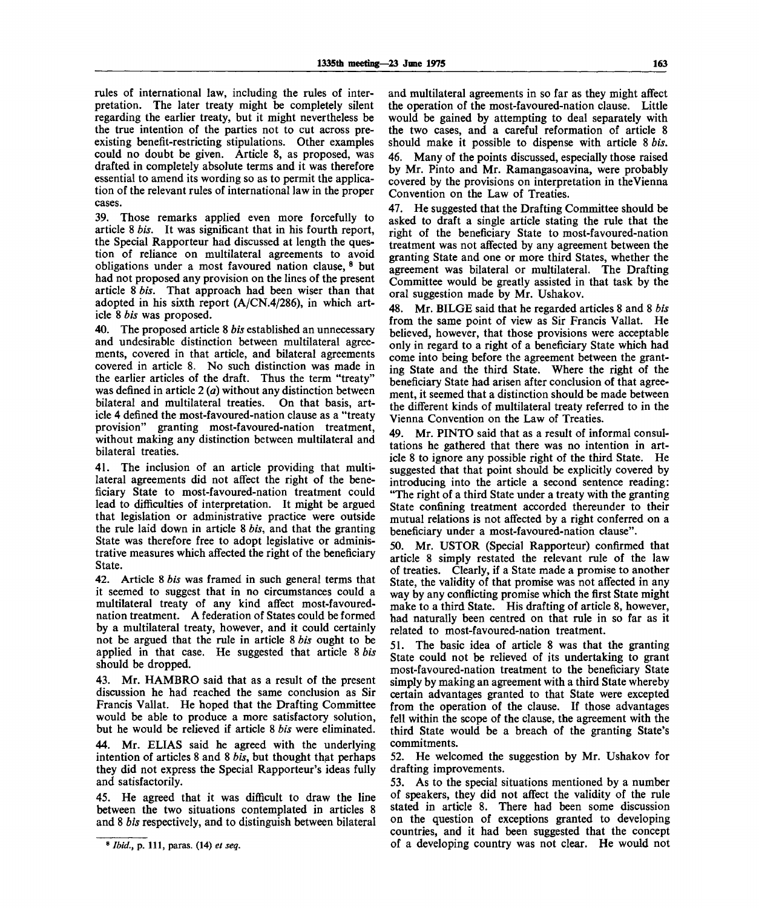rules of international law, including the rules of interpretation. The later treaty might be completely silent regarding the earlier treaty, but it might nevertheless be the true intention of the parties not to cut across pre-existing benefit-restricting stipulations. Other examples could no doubt be given. Article 8, as proposed, was drafted in completely absolute terms and it was therefore essential to amend its wording so as to permit the application of the relevant rules of international law in the proper cases.

39. Those remarks applied even more forcefully to article 8 *bis*. It was significant that in his fourth report, the Special Rapporteur had discussed at length the question of reliance on multilateral agreements to avoid obligations under a most favoured nation clause,[8] but had not proposed any provision on the lines of the present article 8 *bis*. That approach had been wiser than that adopted in his sixth report (A/CN.4/286), in which article 8 *bis* was proposed.

40. The proposed article 8 *bis* established an unnecessary and undesirable distinction between multilateral agreements, covered in that article, and bilateral agreements covered in article 8. No such distinction was made in the earlier articles of the draft. Thus the term "treaty" was defined in article 2 (*a*) without any distinction between bilateral and multilateral treaties. On that basis, article 4 defined the most-favoured-nation clause as a "treaty provision" granting most-favoured-nation treatment, without making any distinction between multilateral and bilateral treaties.

41. The inclusion of an article providing that multilateral agreements did not affect the right of the beneficiary State to most-favoured-nation treatment could lead to difficulties of interpretation. It might be argued that legislation or administrative practice were outside the rule laid down in article 8 *bis*, and that the granting State was therefore free to adopt legislative or administrative measures which affected the right of the beneficiary State.

42. Article 8 *bis* was framed in such general terms that it seemed to suggest that in no circumstances could a multilateral treaty of any kind affect most-favoured-nation treatment. A federation of States could be formed by a multilateral treaty, however, and it could certainly not be argued that the rule in article 8 *bis* ought to be applied in that case. He suggested that article 8 *bis* should be dropped.

43. Mr. HAMBRO said that as a result of the present discussion he had reached the same conclusion as Sir Francis Vallat. He hoped that the Drafting Committee would be able to produce a more satisfactory solution, but he would be relieved if article 8 *bis* were eliminated.

44. Mr. ELIAS said he agreed with the underlying intention of articles 8 and 8 *bis*, but thought that perhaps they did not express the Special Rapporteur's ideas fully and satisfactorily.

45. He agreed that it was difficult to draw the line between the two situations contemplated in articles 8 and 8 *bis* respectively, and to distinguish between bilateral and multilateral agreements in so far as they might affect the operation of the most-favoured-nation clause. Little would be gained by attempting to deal separately with the two cases, and a careful reformation of article 8 should make it possible to dispense with article 8 *bis*.

46. Many of the points discussed, especially those raised by Mr. Pinto and Mr. Ramangasoavina, were probably covered by the provisions on interpretation in the Vienna Convention on the Law of Treaties.

47. He suggested that the Drafting Committee should be asked to draft a single article stating the rule that the right of the beneficiary State to most-favoured-nation treatment was not affected by any agreement between the granting State and one or more third States, whether the agreement was bilateral or multilateral. The Drafting Committee would be greatly assisted in that task by the oral suggestion made by Mr. Ushakov.

48. Mr. BILGE said that he regarded articles 8 and 8 *bis* from the same point of view as Sir Francis Vallat. He believed, however, that those provisions were acceptable only in regard to a right of a beneficiary State which had come into being before the agreement between the granting State and the third State. Where the right of the beneficiary State had arisen after conclusion of that agreement, it seemed that a distinction should be made between the different kinds of multilateral treaty referred to in the Vienna Convention on the Law of Treaties.

49. Mr. PINTO said that as a result of informal consultations he gathered that there was no intention in article 8 to ignore any possible right of the third State. He suggested that that point should be explicitly covered by introducing into the article a second sentence reading: "The right of a third State under a treaty with the granting State confining treatment accorded thereunder to their mutual relations is not affected by a right conferred on a beneficiary under a most-favoured-nation clause".

50. Mr. USTOR (Special Rapporteur) confirmed that article 8 simply restated the relevant rule of the law of treaties. Clearly, if a State made a promise to another State, the validity of that promise was not affected in any way by any conflicting promise which the first State might make to a third State. His drafting of article 8, however, had naturally been centred on that rule in so far as it related to most-favoured-nation treatment.

51. The basic idea of article 8 was that the granting State could not be relieved of its undertaking to grant most-favoured-nation treatment to the beneficiary State simply by making an agreement with a third State whereby certain advantages granted to that State were excepted from the operation of the clause. If those advantages fell within the scope of the clause, the agreement with the third State would be a breach of the granting State's commitments.

52. He welcomed the suggestion by Mr. Ushakov for drafting improvements.

53. As to the special situations mentioned by a number of speakers, they did not affect the validity of the rule stated in article 8. There had been some discussion on the question of exceptions granted to developing countries, and it had been suggested that the concept of a developing country was not clear. He would not

---

[8] *Ibid.*, p. 111, paras. (14) *et seq.*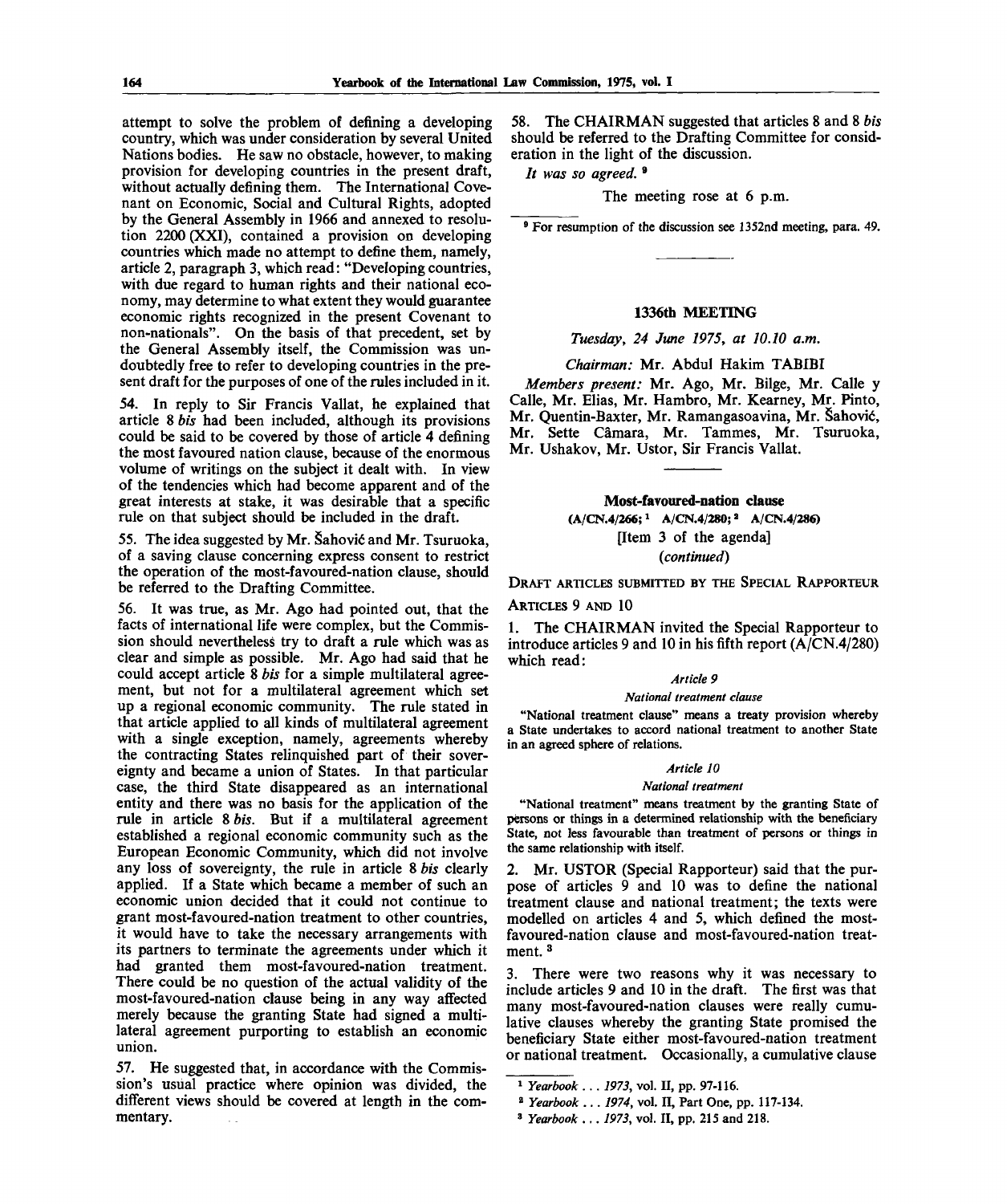attempt to solve the problem of defining a developing country, which was under consideration by several United Nations bodies. He saw no obstacle, however, to making provision for developing countries in the present draft, without actually defining them. The International Covenant on Economic, Social and Cultural Rights, adopted by the General Assembly in 1966 and annexed to resolution 2200 (XXI), contained a provision on developing countries which made no attempt to define them, namely, article 2, paragraph 3, which read: "Developing countries, with due regard to human rights and their national economy, may determine to what extent they would guarantee economic rights recognized in the present Covenant to non-nationals". On the basis of that precedent, set by the General Assembly itself, the Commission was undoubtedly free to refer to developing countries in the present draft for the purposes of one of the rules included in it.

54. In reply to Sir Francis Vallat, he explained that article 8 *bis* had been included, although its provisions could be said to be covered by those of article 4 defining the most favoured nation clause, because of the enormous volume of writings on the subject it dealt with. In view of the tendencies which had become apparent and of the great interests at stake, it was desirable that a specific rule on that subject should be included in the draft.

55. The idea suggested by Mr. Šahović and Mr. Tsuruoka, of a saving clause concerning express consent to restrict the operation of the most-favoured-nation clause, should be referred to the Drafting Committee.

56. It was true, as Mr. Ago had pointed out, that the facts of international life were complex, but the Commission should nevertheless try to draft a rule which was as clear and simple as possible. Mr. Ago had said that he could accept article 8 *bis* for a simple multilateral agreement, but not for a multilateral agreement which set up a regional economic community. The rule stated in that article applied to all kinds of multilateral agreement with a single exception, namely, agreements whereby the contracting States relinquished part of their sovereignty and became a union of States. In that particular case, the third State disappeared as an international entity and there was no basis for the application of the rule in article 8 *bis*. But if a multilateral agreement established a regional economic community such as the European Economic Community, which did not involve any loss of sovereignty, the rule in article 8 *bis* clearly applied. If a State which became a member of such an economic union decided that it could not continue to grant most-favoured-nation treatment to other countries, it would have to take the necessary arrangements with its partners to terminate the agreements under which it had granted them most-favoured-nation treatment. There could be no question of the actual validity of the most-favoured-nation clause being in any way affected merely because the granting State had signed a multilateral agreement purporting to establish an economic union.

57. He suggested that, in accordance with the Commission's usual practice where opinion was divided, the different views should be covered at length in the commentary.

58. The CHAIRMAN suggested that articles 8 and 8 *bis* should be referred to the Drafting Committee for consideration in the light of the discussion.

*It was so agreed.*[9]

The meeting rose at 6 p.m.

[9] For resumption of the discussion see 1352nd meeting, para. 49.

## 1336th MEETING

*Tuesday, 24 June 1975, at 10.10 a.m.*

*Chairman:* Mr. Abdul Hakim TABIBI

*Members present:* Mr. Ago, Mr. Bilge, Mr. Calle y Calle, Mr. Elias, Mr. Hambro, Mr. Kearney, Mr. Pinto, Mr. Quentin-Baxter, Mr. Ramangasoavina, Mr. Šahović, Mr. Sette Câmara, Mr. Tammes, Mr. Tsuruoka, Mr. Ushakov, Mr. Ustor, Sir Francis Vallat.

### Most-favoured-nation clause (A/CN.4/266;[1] A/CN.4/280;[2] A/CN.4/286)

[Item 3 of the agenda]

*(continued)*

DRAFT ARTICLES SUBMITTED BY THE SPECIAL RAPPORTEUR

ARTICLES 9 AND 10

1. The CHAIRMAN invited the Special Rapporteur to introduce articles 9 and 10 in his fifth report (A/CN.4/280) which read:

*Article 9*

*National treatment clause*

"National treatment clause" means a treaty provision whereby a State undertakes to accord national treatment to another State in an agreed sphere of relations.

*Article 10*

*National treatment*

"National treatment" means treatment by the granting State of persons or things in a determined relationship with the beneficiary State, not less favourable than treatment of persons or things in the same relationship with itself.

2. Mr. USTOR (Special Rapporteur) said that the purpose of articles 9 and 10 was to define the national treatment clause and national treatment; the texts were modelled on articles 4 and 5, which defined the most-favoured-nation clause and most-favoured-nation treatment.[3]

3. There were two reasons why it was necessary to include articles 9 and 10 in the draft. The first was that many most-favoured-nation clauses were really cumulative clauses whereby the granting State promised the beneficiary State either most-favoured-nation treatment or national treatment. Occasionally, a cumulative clause

[1] *Yearbook ... 1973*, vol. II, pp. 97-116.

[2] *Yearbook ... 1974*, vol. II, Part One, pp. 117-134.

[3] *Yearbook ... 1973*, vol. II, pp. 215 and 218.